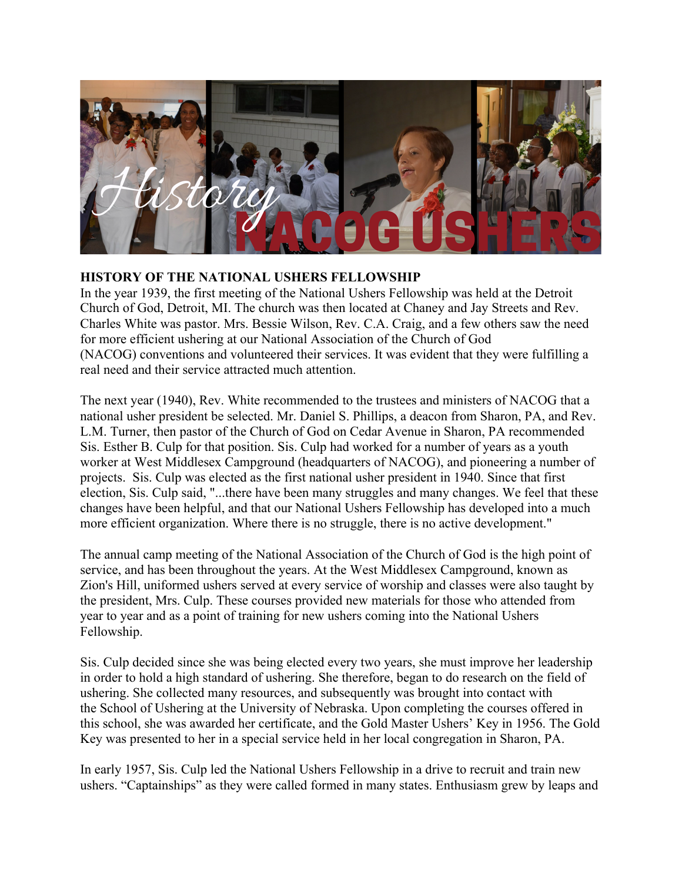## HISTORY OF THE NATIONAL USHERS FELLOWSHIP

In the year 1939, the first meeting of the National Ushers Fellowship was held at the Detroit Church of God, Detroit, MI. The church was then located at Chaney and Jay Streets and Rev. Charles White was pastor. Mrs. Bessie Wilson, Rev. C.A. Craig, and a few others saw the need for more efficient ushering at our National Association of the Church of God (NACOG) conventions and volunteered their services. It was evident that they were fulfilling a real need and their service attracted much attention.

The next year (1940), Rev. White recommended to the trustees and ministers of NACOG that a national usher president be selected. Mr. Daniel S. Phillips, a deacon from Sharon, PA, and Rev. L.M. Turner, then pastor of the Church of God on Cedar Avenue in Sharon, PA recommended Sis. Esther B. Culp for that position. Sis. Culp had worked for a number of years as a youth worker at West Middlesex Campground (headquarters of NACOG), and pioneering a number of projects. Sis. Culp was elected as the first national usher president in 1940. Since that first election, Sis. Culp said, "...there have been many struggles and many changes. We feel that these changes have been helpful, and that our National Ushers Fellowship has developed into a much more efficient organization. Where there is no struggle, there is no active development."

The annual camp meeting of the National Association of the Church of God is the high point of service, and has been throughout the years. At the West Middlesex Campground, known as Zion's Hill, uniformed ushers served at every service of worship and classes were also taught by the president, Mrs. Culp. These courses provided new materials for those who attended from year to year and as a point of training for new ushers coming into the National Ushers Fellowship.

Sis. Culp decided since she was being elected every two years, she must improve her leadership in order to hold a high standard of ushering. She therefore, began to do research on the field of ushering. She collected many resources, and subsequently was brought into contact with the School of Ushering at the University of Nebraska. Upon completing the courses offered in this school, she was awarded her certificate, and the Gold Master Ushers' Key in 1956. The Gold Key was presented to her in a special service held in her local congregation in Sharon, PA.

In early 1957, Sis. Culp led the National Ushers Fellowship in a drive to recruit and train new ushers. "Captainships" as they were called formed in many states. Enthusiasm grew by leaps and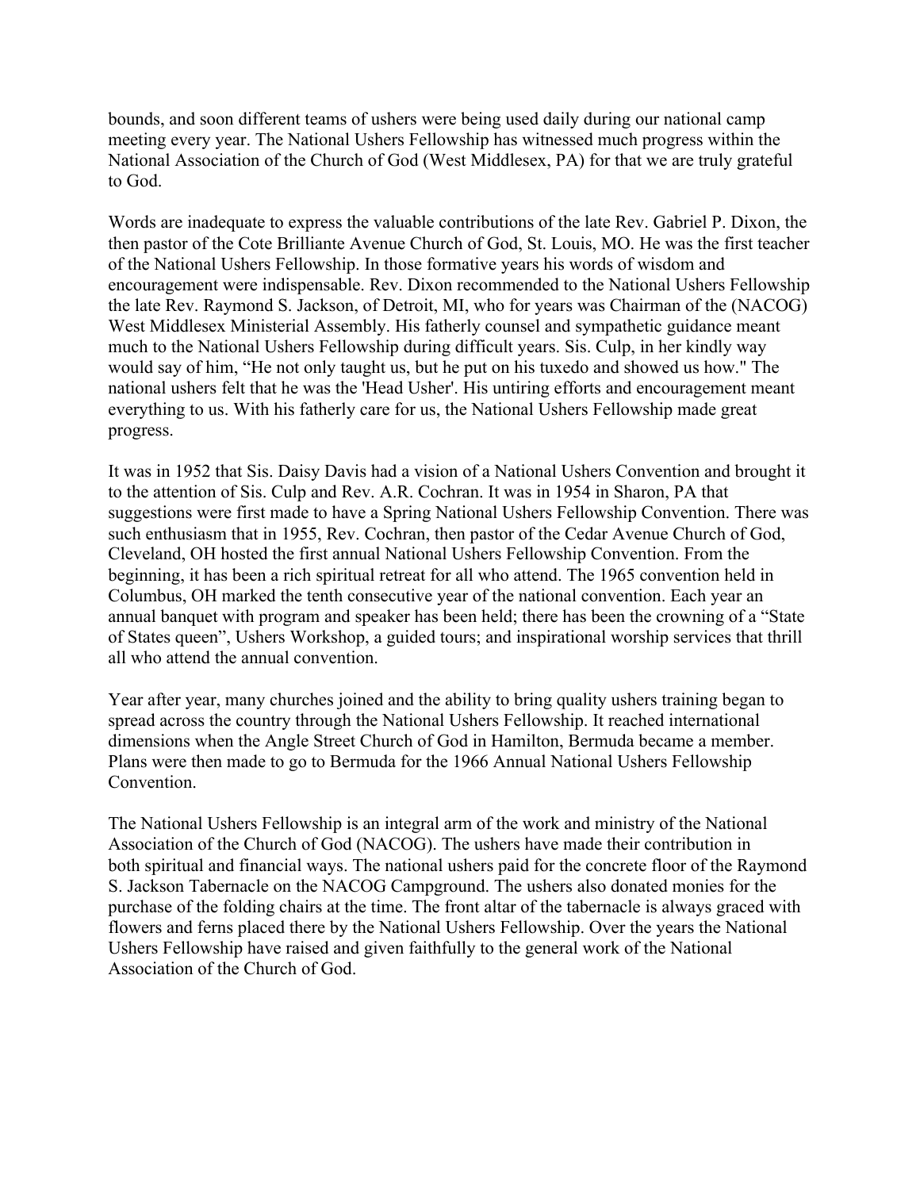bounds, and soon different teams of ushers were being used daily during our national camp meeting every year. The National Ushers Fellowship has witnessed much progress within the National Association of the Church of God (West Middlesex, PA) for that we are truly grateful to God.

Words are inadequate to express the valuable contributions of the late Rev. Gabriel P. Dixon, the then pastor of the Cote Brilliante Avenue Church of God, St. Louis, MO. He was the first teacher of the National Ushers Fellowship. In those formative years his words of wisdom and encouragement were indispensable. Rev. Dixon recommended to the National Ushers Fellowship the late Rev. Raymond S. Jackson, of Detroit, MI, who for years was Chairman of the (NACOG) West Middlesex Ministerial Assembly. His fatherly counsel and sympathetic guidance meant much to the National Ushers Fellowship during difficult years. Sis. Culp, in her kindly way would say of him, "He not only taught us, but he put on his tuxedo and showed us how." The national ushers felt that he was the 'Head Usher'. His untiring efforts and encouragement meant everything to us. With his fatherly care for us, the National Ushers Fellowship made great progress.

It was in 1952 that Sis. Daisy Davis had a vision of a National Ushers Convention and brought it to the attention of Sis. Culp and Rev. A.R. Cochran. It was in 1954 in Sharon, PA that suggestions were first made to have a Spring National Ushers Fellowship Convention. There was such enthusiasm that in 1955, Rev. Cochran, then pastor of the Cedar Avenue Church of God, Cleveland, OH hosted the first annual National Ushers Fellowship Convention. From the beginning, it has been a rich spiritual retreat for all who attend. The 1965 convention held in Columbus, OH marked the tenth consecutive year of the national convention. Each year an annual banquet with program and speaker has been held; there has been the crowning of a "State of States queen", Ushers Workshop, a guided tours; and inspirational worship services that thrill all who attend the annual convention.

Year after year, many churches joined and the ability to bring quality ushers training began to spread across the country through the National Ushers Fellowship. It reached international dimensions when the Angle Street Church of God in Hamilton, Bermuda became a member. Plans were then made to go to Bermuda for the 1966 Annual National Ushers Fellowship Convention.

The National Ushers Fellowship is an integral arm of the work and ministry of the National Association of the Church of God (NACOG). The ushers have made their contribution in both spiritual and financial ways. The national ushers paid for the concrete floor of the Raymond S. Jackson Tabernacle on the NACOG Campground. The ushers also donated monies for the purchase of the folding chairs at the time. The front altar of the tabernacle is always graced with flowers and ferns placed there by the National Ushers Fellowship. Over the years the National Ushers Fellowship have raised and given faithfully to the general work of the National Association of the Church of God.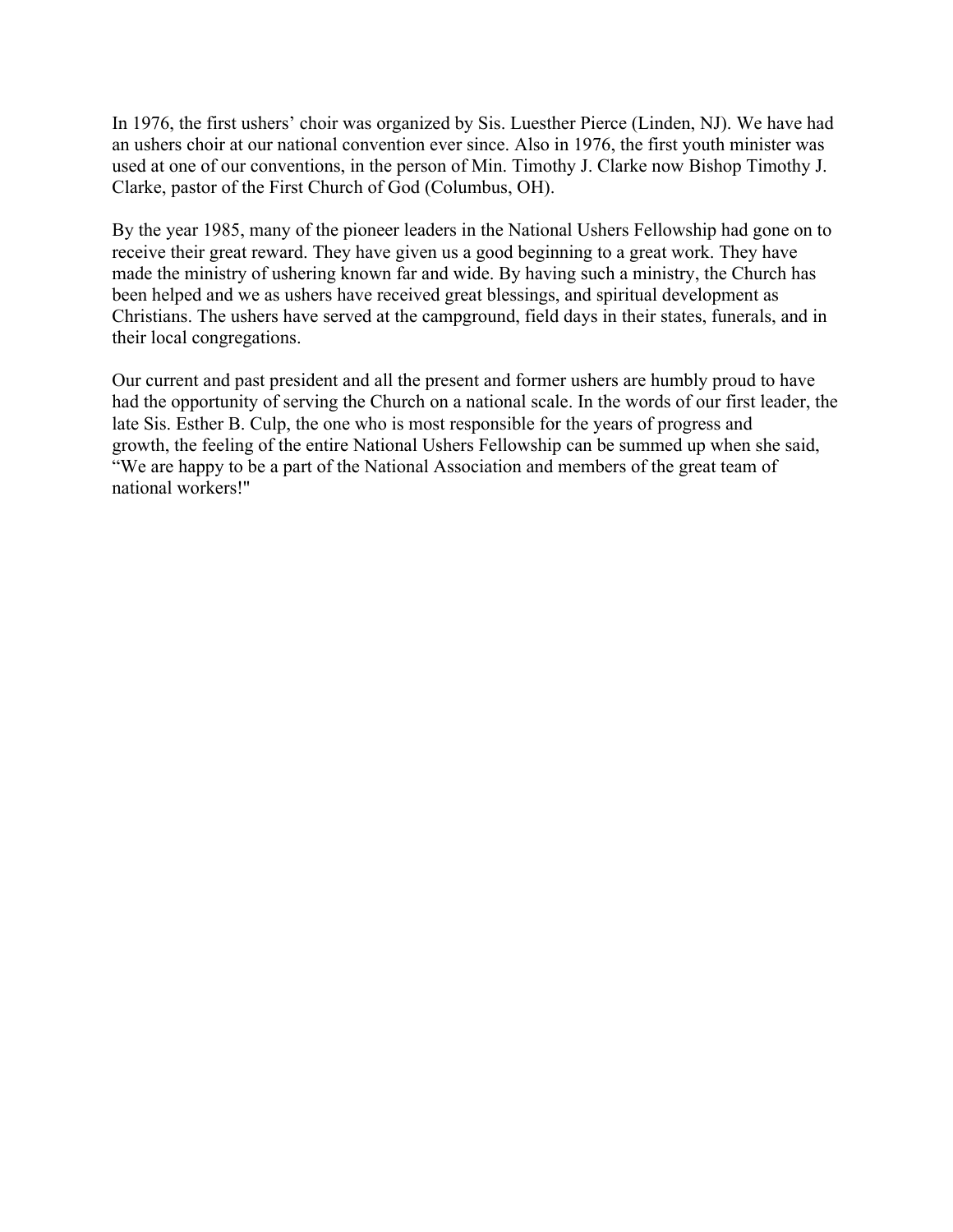In 1976, the first ushers' choir was organized by Sis. Luesther Pierce (Linden, NJ). We have had an ushers choir at our national convention ever since. Also in 1976, the first youth minister was used at one of our conventions, in the person of Min. Timothy J. Clarke now Bishop Timothy J. Clarke, pastor of the First Church of God (Columbus, OH).

By the year 1985, many of the pioneer leaders in the National Ushers Fellowship had gone on to receive their great reward. They have given us a good beginning to a great work. They have made the ministry of ushering known far and wide. By having such a ministry, the Church has been helped and we as ushers have received great blessings, and spiritual development as Christians. The ushers have served at the campground, field days in their states, funerals, and in their local congregations.

Our current and past president and all the present and former ushers are humbly proud to have had the opportunity of serving the Church on a national scale. In the words of our first leader, the late Sis. Esther B. Culp, the one who is most responsible for the years of progress and growth, the feeling of the entire National Ushers Fellowship can be summed up when she said, "We are happy to be a part of the National Association and members of the great team of national workers!"